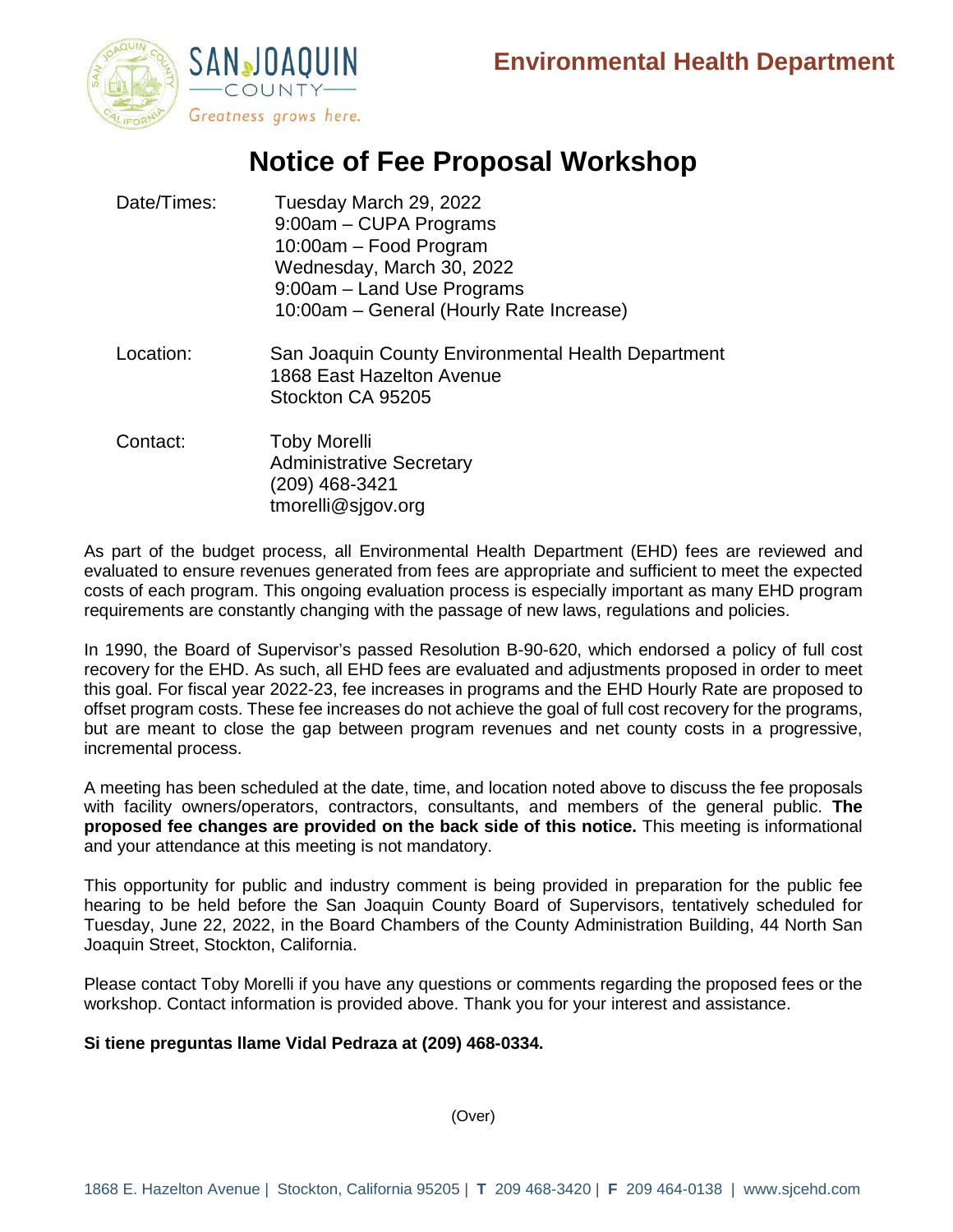Environmental Health Department

# Notice of Fee Proposal Workshop

| | |
|---|---|
| Date/Times: | Tuesday March 29, 2022<br>9:00am – CUPA Programs<br>10:00am – Food Program<br>Wednesday, March 30, 2022<br>9:00am – Land Use Programs<br>10:00am – General (Hourly Rate Increase) |
| Location: | San Joaquin County Environmental Health Department<br>1868 East Hazelton Avenue<br>Stockton CA 95205 |
| Contact: | Toby Morelli<br>Administrative Secretary<br>(209) 468-3421<br>tmorelli@sjgov.org |

As part of the budget process, all Environmental Health Department (EHD) fees are reviewed and evaluated to ensure revenues generated from fees are appropriate and sufficient to meet the expected costs of each program. This ongoing evaluation process is especially important as many EHD program requirements are constantly changing with the passage of new laws, regulations and policies.

In 1990, the Board of Supervisor's passed Resolution B-90-620, which endorsed a policy of full cost recovery for the EHD. As such, all EHD fees are evaluated and adjustments proposed in order to meet this goal. For fiscal year 2022-23, fee increases in programs and the EHD Hourly Rate are proposed to offset program costs. These fee increases do not achieve the goal of full cost recovery for the programs, but are meant to close the gap between program revenues and net county costs in a progressive, incremental process.

A meeting has been scheduled at the date, time, and location noted above to discuss the fee proposals with facility owners/operators, contractors, consultants, and members of the general public. **The proposed fee changes are provided on the back side of this notice.** This meeting is informational and your attendance at this meeting is not mandatory.

This opportunity for public and industry comment is being provided in preparation for the public fee hearing to be held before the San Joaquin County Board of Supervisors, tentatively scheduled for Tuesday, June 22, 2022, in the Board Chambers of the County Administration Building, 44 North San Joaquin Street, Stockton, California.

Please contact Toby Morelli if you have any questions or comments regarding the proposed fees or the workshop. Contact information is provided above. Thank you for your interest and assistance.

**Si tiene preguntas llame Vidal Pedraza at (209) 468-0334.**

(Over)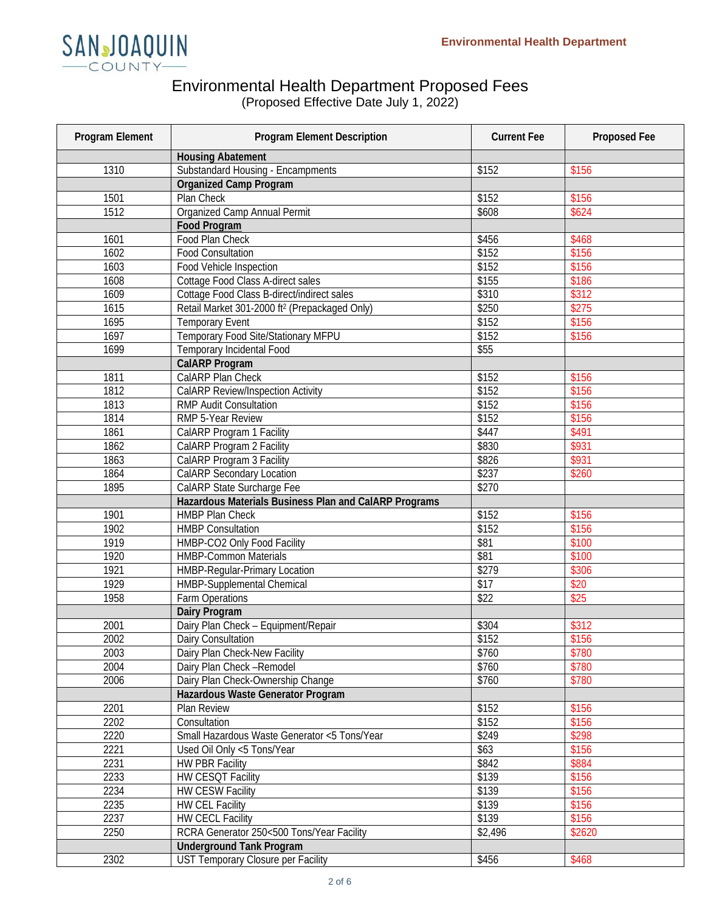# Environmental Health Department Proposed Fees

(Proposed Effective Date July 1, 2022)

| Program Element | Program Element Description | Current Fee | Proposed Fee |
|---|---|---|---|
| | **Housing Abatement** | | |
| 1310 | Substandard Housing - Encampments | $152 | $156 |
| | **Organized Camp Program** | | |
| 1501 | Plan Check | $152 | $156 |
| 1512 | Organized Camp Annual Permit | $608 | $624 |
| | **Food Program** | | |
| 1601 | Food Plan Check | $456 | $468 |
| 1602 | Food Consultation | $152 | $156 |
| 1603 | Food Vehicle Inspection | $152 | $156 |
| 1608 | Cottage Food Class A-direct sales | $155 | $186 |
| 1609 | Cottage Food Class B-direct/indirect sales | $310 | $312 |
| 1615 | Retail Market 301-2000 $ft^2$ (Prepackaged Only) | $250 | $275 |
| 1695 | Temporary Event | $152 | $156 |
| 1697 | Temporary Food Site/Stationary MFPU | $152 | $156 |
| 1699 | Temporary Incidental Food | $55 | |
| | **CalARP Program** | | |
| 1811 | CalARP Plan Check | $152 | $156 |
| 1812 | CalARP Review/Inspection Activity | $152 | $156 |
| 1813 | RMP Audit Consultation | $152 | $156 |
| 1814 | RMP 5-Year Review | $152 | $156 |
| 1861 | CalARP Program 1 Facility | $447 | $491 |
| 1862 | CalARP Program 2 Facility | $830 | $931 |
| 1863 | CalARP Program 3 Facility | $826 | $931 |
| 1864 | CalARP Secondary Location | $237 | $260 |
| 1895 | CalARP State Surcharge Fee | $270 | |
| | **Hazardous Materials Business Plan and CalARP Programs** | | |
| 1901 | HMBP Plan Check | $152 | $156 |
| 1902 | HMBP Consultation | $152 | $156 |
| 1919 | HMBP-CO2 Only Food Facility | $81 | $100 |
| 1920 | HMBP-Common Materials | $81 | $100 |
| 1921 | HMBP-Regular-Primary Location | $279 | $306 |
| 1929 | HMBP-Supplemental Chemical | $17 | $20 |
| 1958 | Farm Operations | $22 | $25 |
| | **Dairy Program** | | |
| 2001 | Dairy Plan Check – Equipment/Repair | $304 | $312 |
| 2002 | Dairy Consultation | $152 | $156 |
| 2003 | Dairy Plan Check-New Facility | $760 | $780 |
| 2004 | Dairy Plan Check –Remodel | $760 | $780 |
| 2006 | Dairy Plan Check-Ownership Change | $760 | $780 |
| | **Hazardous Waste Generator Program** | | |
| 2201 | Plan Review | $152 | $156 |
| 2202 | Consultation | $152 | $156 |
| 2220 | Small Hazardous Waste Generator <5 Tons/Year | $249 | $298 |
| 2221 | Used Oil Only <5 Tons/Year | $63 | $156 |
| 2231 | HW PBR Facility | $842 | $884 |
| 2233 | HW CESQT Facility | $139 | $156 |
| 2234 | HW CESW Facility | $139 | $156 |
| 2235 | HW CEL Facility | $139 | $156 |
| 2237 | HW CECL Facility | $139 | $156 |
| 2250 | RCRA Generator 250<500 Tons/Year Facility | $2,496 | $2620 |
| | **Underground Tank Program** | | |
| 2302 | UST Temporary Closure per Facility | $456 | $468 |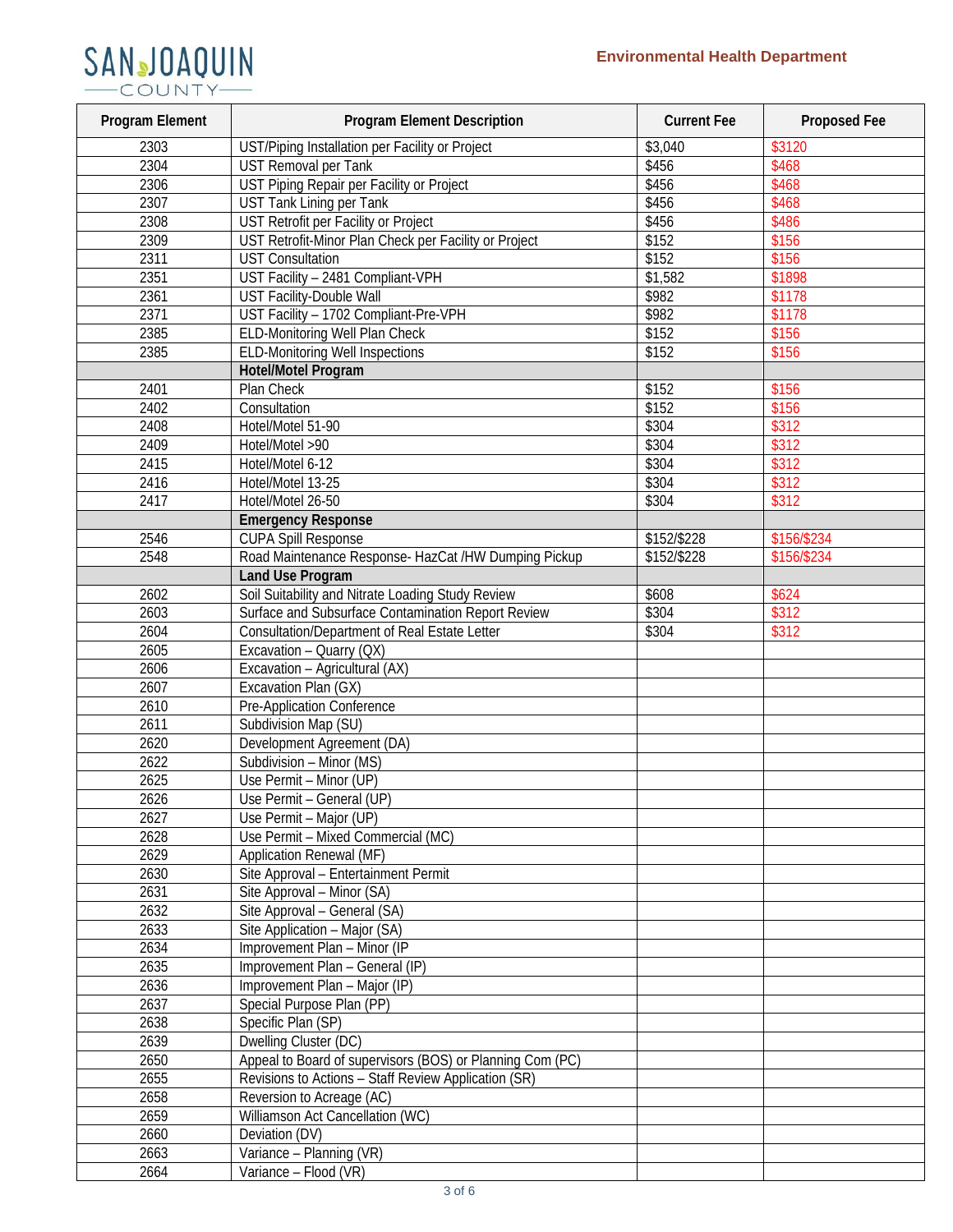SAN JOAQUIN COUNTY

Environmental Health Department

| Program Element | Program Element Description | Current Fee | Proposed Fee |
|---|---|---|---|
| 2303 | UST/Piping Installation per Facility or Project | $3,040 | $3120 |
| 2304 | UST Removal per Tank | $456 | $468 |
| 2306 | UST Piping Repair per Facility or Project | $456 | $468 |
| 2307 | UST Tank Lining per Tank | $456 | $468 |
| 2308 | UST Retrofit per Facility or Project | $456 | $486 |
| 2309 | UST Retrofit-Minor Plan Check per Facility or Project | $152 | $156 |
| 2311 | UST Consultation | $152 | $156 |
| 2351 | UST Facility – 2481 Compliant-VPH | $1,582 | $1898 |
| 2361 | UST Facility-Double Wall | $982 | $1178 |
| 2371 | UST Facility – 1702 Compliant-Pre-VPH | $982 | $1178 |
| 2385 | ELD-Monitoring Well Plan Check | $152 | $156 |
| 2385 | ELD-Monitoring Well Inspections | $152 | $156 |
| | **Hotel/Motel Program** | | |
| 2401 | Plan Check | $152 | $156 |
| 2402 | Consultation | $152 | $156 |
| 2408 | Hotel/Motel 51-90 | $304 | $312 |
| 2409 | Hotel/Motel >90 | $304 | $312 |
| 2415 | Hotel/Motel 6-12 | $304 | $312 |
| 2416 | Hotel/Motel 13-25 | $304 | $312 |
| 2417 | Hotel/Motel 26-50 | $304 | $312 |
| | **Emergency Response** | | |
| 2546 | CUPA Spill Response | $152/$228 | $156/$234 |
| 2548 | Road Maintenance Response- HazCat /HW Dumping Pickup | $152/$228 | $156/$234 |
| | **Land Use Program** | | |
| 2602 | Soil Suitability and Nitrate Loading Study Review | $608 | $624 |
| 2603 | Surface and Subsurface Contamination Report Review | $304 | $312 |
| 2604 | Consultation/Department of Real Estate Letter | $304 | $312 |
| 2605 | Excavation – Quarry (QX) | | |
| 2606 | Excavation – Agricultural (AX) | | |
| 2607 | Excavation Plan (GX) | | |
| 2610 | Pre-Application Conference | | |
| 2611 | Subdivision Map (SU) | | |
| 2620 | Development Agreement (DA) | | |
| 2622 | Subdivision – Minor (MS) | | |
| 2625 | Use Permit – Minor (UP) | | |
| 2626 | Use Permit – General (UP) | | |
| 2627 | Use Permit – Major (UP) | | |
| 2628 | Use Permit – Mixed Commercial (MC) | | |
| 2629 | Application Renewal (MF) | | |
| 2630 | Site Approval – Entertainment Permit | | |
| 2631 | Site Approval – Minor (SA) | | |
| 2632 | Site Approval – General (SA) | | |
| 2633 | Site Application – Major (SA) | | |
| 2634 | Improvement Plan – Minor (IP | | |
| 2635 | Improvement Plan – General (IP) | | |
| 2636 | Improvement Plan – Major (IP) | | |
| 2637 | Special Purpose Plan (PP) | | |
| 2638 | Specific Plan (SP) | | |
| 2639 | Dwelling Cluster (DC) | | |
| 2650 | Appeal to Board of supervisors (BOS) or Planning Com (PC) | | |
| 2655 | Revisions to Actions – Staff Review Application (SR) | | |
| 2658 | Reversion to Acreage (AC) | | |
| 2659 | Williamson Act Cancellation (WC) | | |
| 2660 | Deviation (DV) | | |
| 2663 | Variance – Planning (VR) | | |
| 2664 | Variance – Flood (VR) | | |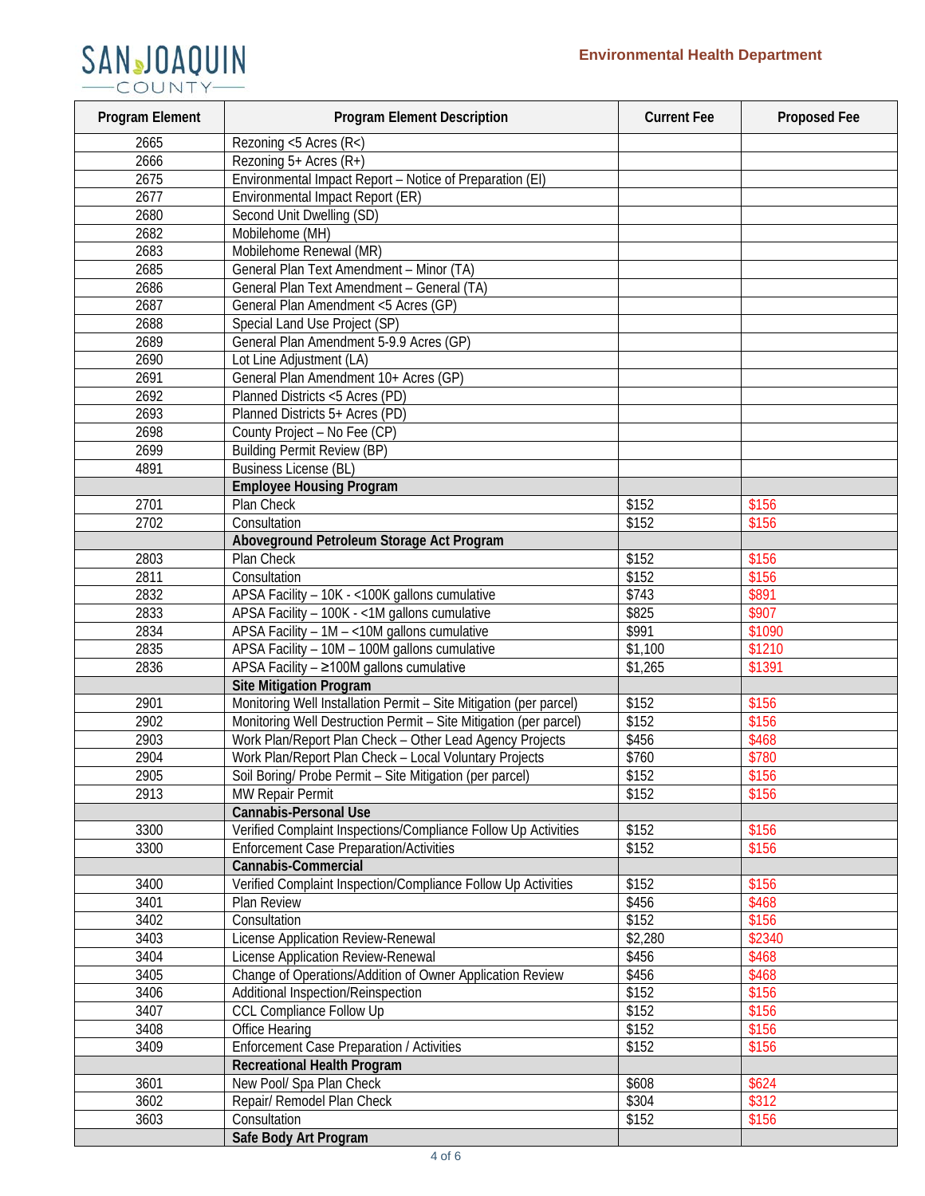| Program Element | Program Element Description | Current Fee | Proposed Fee |
|---|---|---|---|
| 2665 | Rezoning <5 Acres (R<) | | |
| 2666 | Rezoning 5+ Acres (R+) | | |
| 2675 | Environmental Impact Report – Notice of Preparation (EI) | | |
| 2677 | Environmental Impact Report (ER) | | |
| 2680 | Second Unit Dwelling (SD) | | |
| 2682 | Mobilehome (MH) | | |
| 2683 | Mobilehome Renewal (MR) | | |
| 2685 | General Plan Text Amendment – Minor (TA) | | |
| 2686 | General Plan Text Amendment – General (TA) | | |
| 2687 | General Plan Amendment <5 Acres (GP) | | |
| 2688 | Special Land Use Project (SP) | | |
| 2689 | General Plan Amendment 5-9.9 Acres (GP) | | |
| 2690 | Lot Line Adjustment (LA) | | |
| 2691 | General Plan Amendment 10+ Acres (GP) | | |
| 2692 | Planned Districts <5 Acres (PD) | | |
| 2693 | Planned Districts 5+ Acres (PD) | | |
| 2698 | County Project – No Fee (CP) | | |
| 2699 | Building Permit Review (BP) | | |
| 4891 | Business License (BL) | | |
| | **Employee Housing Program** | | |
| 2701 | Plan Check | $152 | $156 |
| 2702 | Consultation | $152 | $156 |
| | **Aboveground Petroleum Storage Act Program** | | |
| 2803 | Plan Check | $152 | $156 |
| 2811 | Consultation | $152 | $156 |
| 2832 | APSA Facility – 10K - <100K gallons cumulative | $743 | $891 |
| 2833 | APSA Facility – 100K - <1M gallons cumulative | $825 | $907 |
| 2834 | APSA Facility – 1M – <10M gallons cumulative | $991 | $1090 |
| 2835 | APSA Facility – 10M – 100M gallons cumulative | $1,100 | $1210 |
| 2836 | APSA Facility – ≥100M gallons cumulative | $1,265 | $1391 |
| | **Site Mitigation Program** | | |
| 2901 | Monitoring Well Installation Permit – Site Mitigation (per parcel) | $152 | $156 |
| 2902 | Monitoring Well Destruction Permit – Site Mitigation (per parcel) | $152 | $156 |
| 2903 | Work Plan/Report Plan Check – Other Lead Agency Projects | $456 | $468 |
| 2904 | Work Plan/Report Plan Check – Local Voluntary Projects | $760 | $780 |
| 2905 | Soil Boring/ Probe Permit – Site Mitigation (per parcel) | $152 | $156 |
| 2913 | MW Repair Permit | $152 | $156 |
| | **Cannabis-Personal Use** | | |
| 3300 | Verified Complaint Inspections/Compliance Follow Up Activities | $152 | $156 |
| 3300 | Enforcement Case Preparation/Activities | $152 | $156 |
| | **Cannabis-Commercial** | | |
| 3400 | Verified Complaint Inspection/Compliance Follow Up Activities | $152 | $156 |
| 3401 | Plan Review | $456 | $468 |
| 3402 | Consultation | $152 | $156 |
| 3403 | License Application Review-Renewal | $2,280 | $2340 |
| 3404 | License Application Review-Renewal | $456 | $468 |
| 3405 | Change of Operations/Addition of Owner Application Review | $456 | $468 |
| 3406 | Additional Inspection/Reinspection | $152 | $156 |
| 3407 | CCL Compliance Follow Up | $152 | $156 |
| 3408 | Office Hearing | $152 | $156 |
| 3409 | Enforcement Case Preparation / Activities | $152 | $156 |
| | **Recreational Health Program** | | |
| 3601 | New Pool/ Spa Plan Check | $608 | $624 |
| 3602 | Repair/ Remodel Plan Check | $304 | $312 |
| 3603 | Consultation | $152 | $156 |
| | **Safe Body Art Program** | | |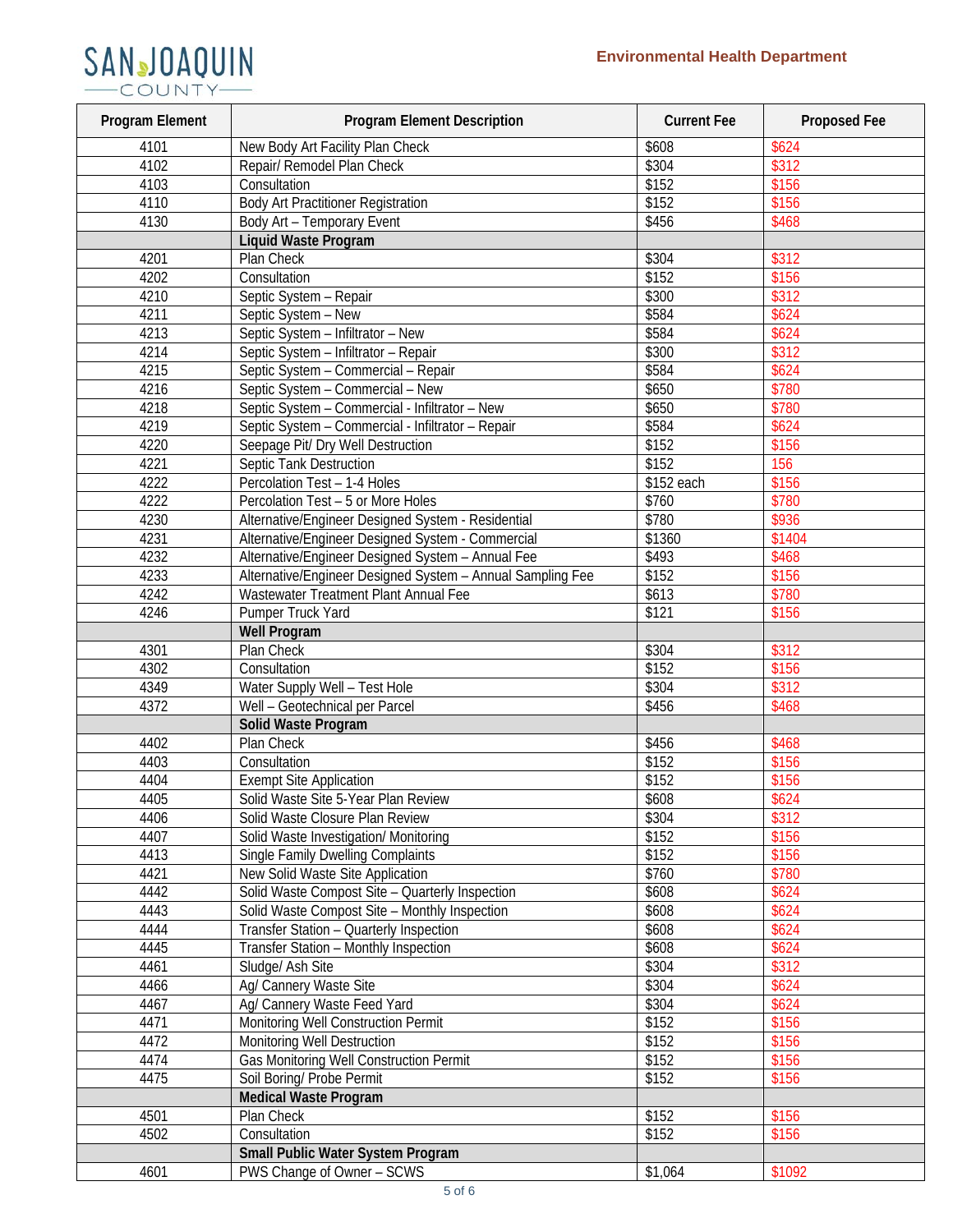| Program Element | Program Element Description | Current Fee | Proposed Fee |
|---|---|---|---|
| 4101 | New Body Art Facility Plan Check | $608 | $624 |
| 4102 | Repair/ Remodel Plan Check | $304 | $312 |
| 4103 | Consultation | $152 | $156 |
| 4110 | Body Art Practitioner Registration | $152 | $156 |
| 4130 | Body Art – Temporary Event | $456 | $468 |
| | **Liquid Waste Program** | | |
| 4201 | Plan Check | $304 | $312 |
| 4202 | Consultation | $152 | $156 |
| 4210 | Septic System – Repair | $300 | $312 |
| 4211 | Septic System – New | $584 | $624 |
| 4213 | Septic System – Infiltrator – New | $584 | $624 |
| 4214 | Septic System – Infiltrator – Repair | $300 | $312 |
| 4215 | Septic System – Commercial – Repair | $584 | $624 |
| 4216 | Septic System – Commercial – New | $650 | $780 |
| 4218 | Septic System – Commercial - Infiltrator – New | $650 | $780 |
| 4219 | Septic System – Commercial - Infiltrator – Repair | $584 | $624 |
| 4220 | Seepage Pit/ Dry Well Destruction | $152 | $156 |
| 4221 | Septic Tank Destruction | $152 | 156 |
| 4222 | Percolation Test – 1-4 Holes | $152 each | $156 |
| 4222 | Percolation Test – 5 or More Holes | $760 | $780 |
| 4230 | Alternative/Engineer Designed System - Residential | $780 | $936 |
| 4231 | Alternative/Engineer Designed System - Commercial | $1360 | $1404 |
| 4232 | Alternative/Engineer Designed System – Annual Fee | $493 | $468 |
| 4233 | Alternative/Engineer Designed System – Annual Sampling Fee | $152 | $156 |
| 4242 | Wastewater Treatment Plant Annual Fee | $613 | $780 |
| 4246 | Pumper Truck Yard | $121 | $156 |
| | **Well Program** | | |
| 4301 | Plan Check | $304 | $312 |
| 4302 | Consultation | $152 | $156 |
| 4349 | Water Supply Well – Test Hole | $304 | $312 |
| 4372 | Well – Geotechnical per Parcel | $456 | $468 |
| | **Solid Waste Program** | | |
| 4402 | Plan Check | $456 | $468 |
| 4403 | Consultation | $152 | $156 |
| 4404 | Exempt Site Application | $152 | $156 |
| 4405 | Solid Waste Site 5-Year Plan Review | $608 | $624 |
| 4406 | Solid Waste Closure Plan Review | $304 | $312 |
| 4407 | Solid Waste Investigation/ Monitoring | $152 | $156 |
| 4413 | Single Family Dwelling Complaints | $152 | $156 |
| 4421 | New Solid Waste Site Application | $760 | $780 |
| 4442 | Solid Waste Compost Site – Quarterly Inspection | $608 | $624 |
| 4443 | Solid Waste Compost Site – Monthly Inspection | $608 | $624 |
| 4444 | Transfer Station – Quarterly Inspection | $608 | $624 |
| 4445 | Transfer Station – Monthly Inspection | $608 | $624 |
| 4461 | Sludge/ Ash Site | $304 | $312 |
| 4466 | Ag/ Cannery Waste Site | $304 | $624 |
| 4467 | Ag/ Cannery Waste Feed Yard | $304 | $624 |
| 4471 | Monitoring Well Construction Permit | $152 | $156 |
| 4472 | Monitoring Well Destruction | $152 | $156 |
| 4474 | Gas Monitoring Well Construction Permit | $152 | $156 |
| 4475 | Soil Boring/ Probe Permit | $152 | $156 |
| | **Medical Waste Program** | | |
| 4501 | Plan Check | $152 | $156 |
| 4502 | Consultation | $152 | $156 |
| | **Small Public Water System Program** | | |
| 4601 | PWS Change of Owner – SCWS | $1,064 | $1092 |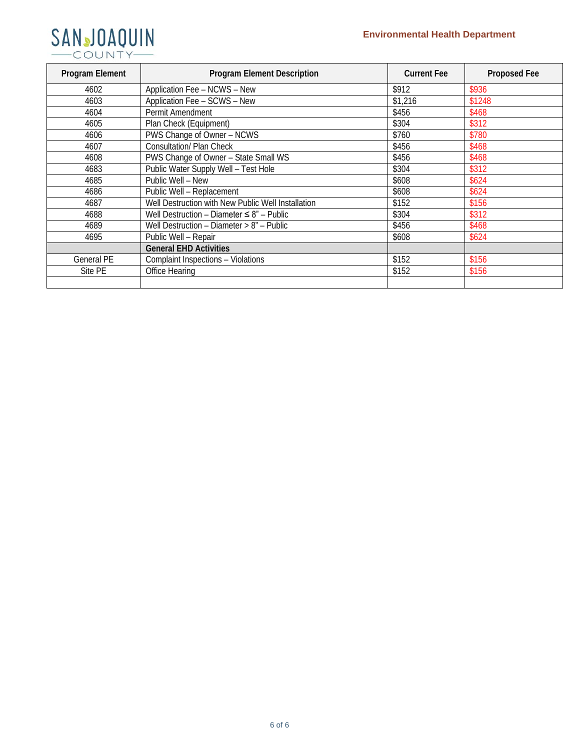Environmental Health Department

| Program Element | Program Element Description | Current Fee | Proposed Fee |
|---|---|---|---|
| 4602 | Application Fee – NCWS – New | $912 | $936 |
| 4603 | Application Fee – SCWS – New | $1,216 | $1248 |
| 4604 | Permit Amendment | $456 | $468 |
| 4605 | Plan Check (Equipment) | $304 | $312 |
| 4606 | PWS Change of Owner – NCWS | $760 | $780 |
| 4607 | Consultation/ Plan Check | $456 | $468 |
| 4608 | PWS Change of Owner – State Small WS | $456 | $468 |
| 4683 | Public Water Supply Well – Test Hole | $304 | $312 |
| 4685 | Public Well – New | $608 | $624 |
| 4686 | Public Well – Replacement | $608 | $624 |
| 4687 | Well Destruction with New Public Well Installation | $152 | $156 |
| 4688 | Well Destruction – Diameter ≤ 8" – Public | $304 | $312 |
| 4689 | Well Destruction – Diameter > 8" – Public | $456 | $468 |
| 4695 | Public Well – Repair | $608 | $624 |
| | **General EHD Activities** | | |
| General PE | Complaint Inspections – Violations | $152 | $156 |
| Site PE | Office Hearing | $152 | $156 |
| | | | |